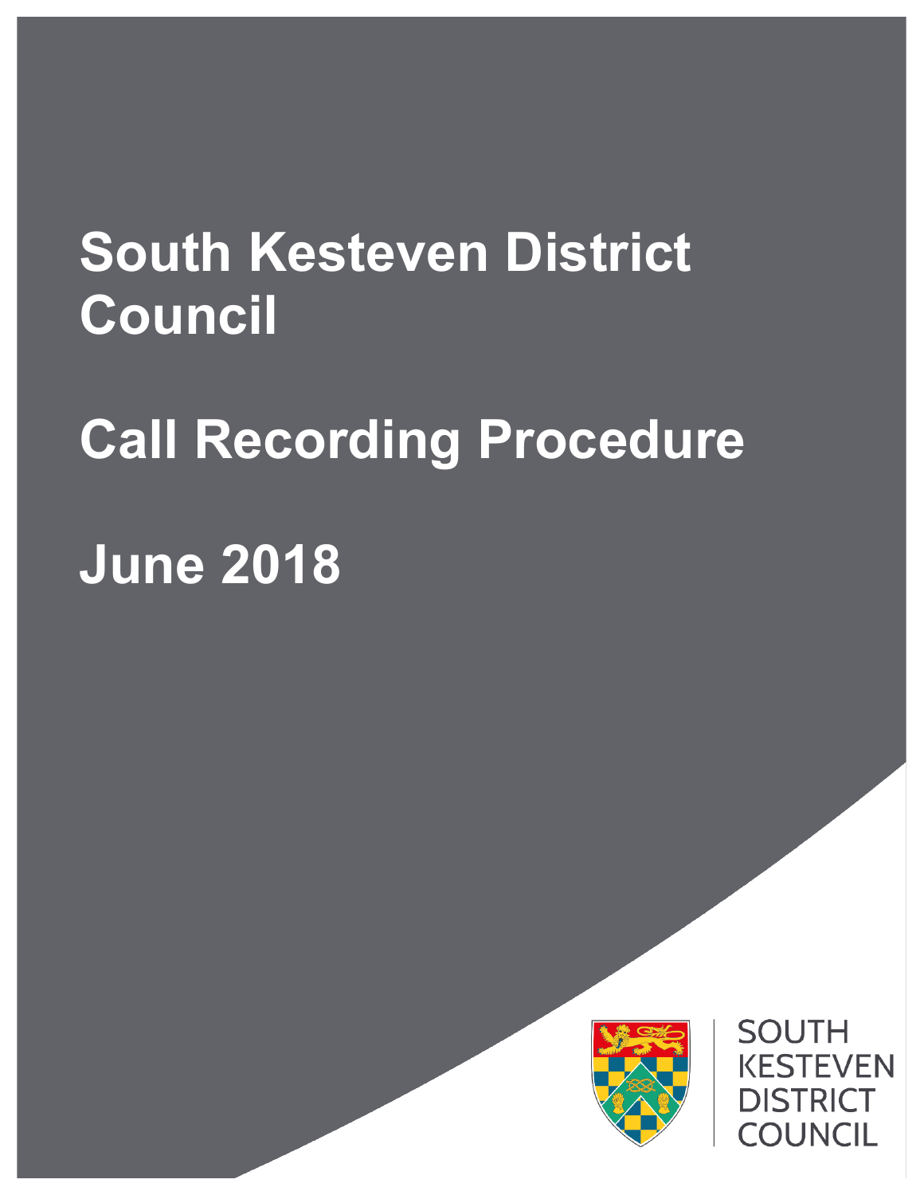# South Kesteven District Council

# Call Recording Procedure

# June 2018

SOUTH KESTEVEN DISTRICT COUNCIL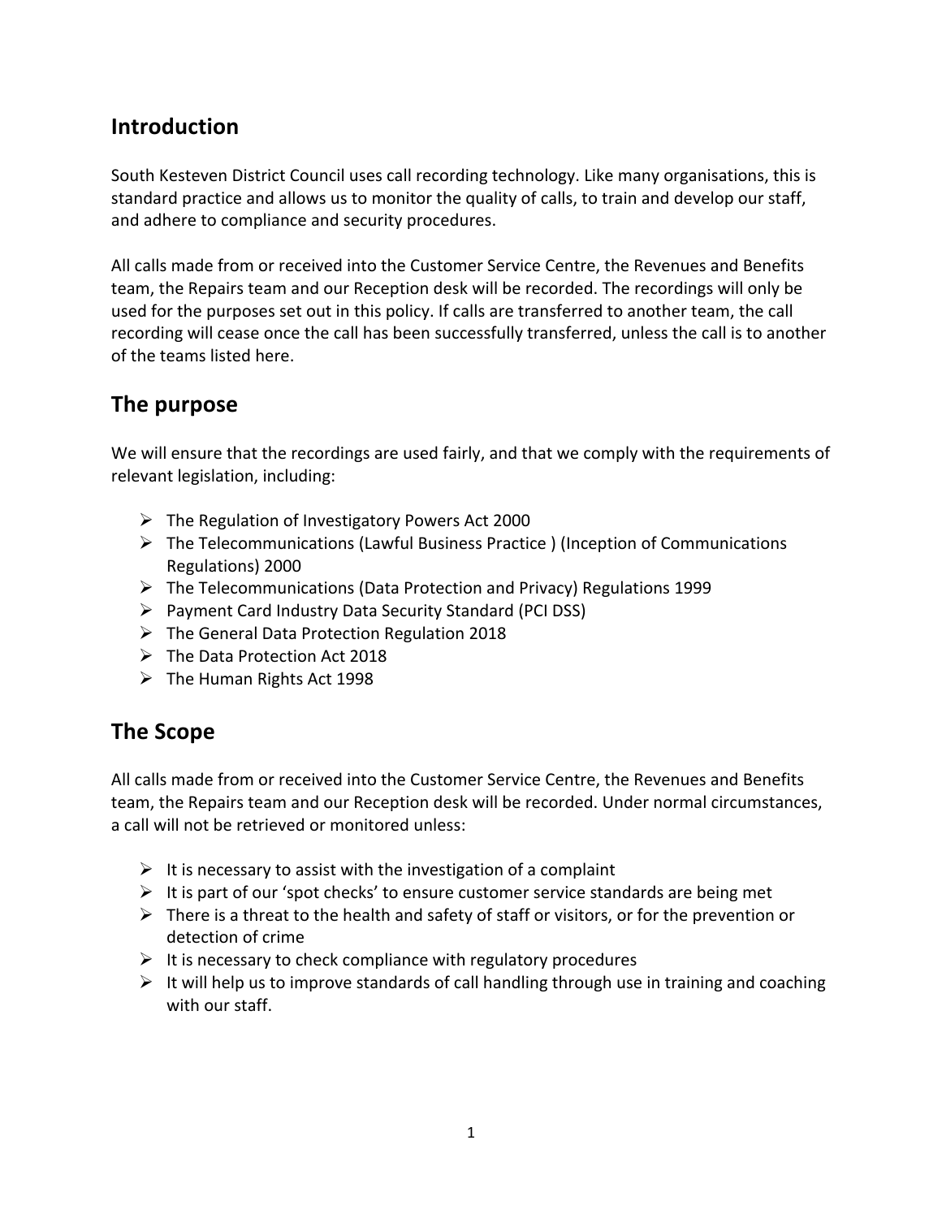## Introduction

South Kesteven District Council uses call recording technology. Like many organisations, this is standard practice and allows us to monitor the quality of calls, to train and develop our staff, and adhere to compliance and security procedures.

All calls made from or received into the Customer Service Centre, the Revenues and Benefits team, the Repairs team and our Reception desk will be recorded. The recordings will only be used for the purposes set out in this policy. If calls are transferred to another team, the call recording will cease once the call has been successfully transferred, unless the call is to another of the teams listed here.

## The purpose

We will ensure that the recordings are used fairly, and that we comply with the requirements of relevant legislation, including:

- The Regulation of Investigatory Powers Act 2000
- The Telecommunications (Lawful Business Practice ) (Inception of Communications Regulations) 2000
- The Telecommunications (Data Protection and Privacy) Regulations 1999
- Payment Card Industry Data Security Standard (PCI DSS)
- The General Data Protection Regulation 2018
- The Data Protection Act 2018
- The Human Rights Act 1998

## The Scope

All calls made from or received into the Customer Service Centre, the Revenues and Benefits team, the Repairs team and our Reception desk will be recorded. Under normal circumstances, a call will not be retrieved or monitored unless:

- It is necessary to assist with the investigation of a complaint
- It is part of our 'spot checks' to ensure customer service standards are being met
- There is a threat to the health and safety of staff or visitors, or for the prevention or detection of crime
- It is necessary to check compliance with regulatory procedures
- It will help us to improve standards of call handling through use in training and coaching with our staff.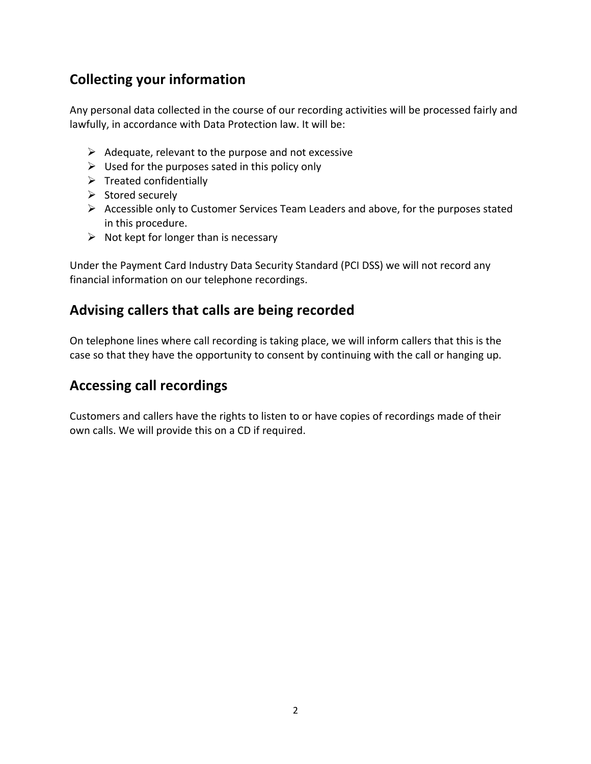## Collecting your information

Any personal data collected in the course of our recording activities will be processed fairly and lawfully, in accordance with Data Protection law. It will be:

- Adequate, relevant to the purpose and not excessive
- Used for the purposes sated in this policy only
- Treated confidentially
- Stored securely
- Accessible only to Customer Services Team Leaders and above, for the purposes stated in this procedure.
- Not kept for longer than is necessary

Under the Payment Card Industry Data Security Standard (PCI DSS) we will not record any financial information on our telephone recordings.

## Advising callers that calls are being recorded

On telephone lines where call recording is taking place, we will inform callers that this is the case so that they have the opportunity to consent by continuing with the call or hanging up.

## Accessing call recordings

Customers and callers have the rights to listen to or have copies of recordings made of their own calls. We will provide this on a CD if required.